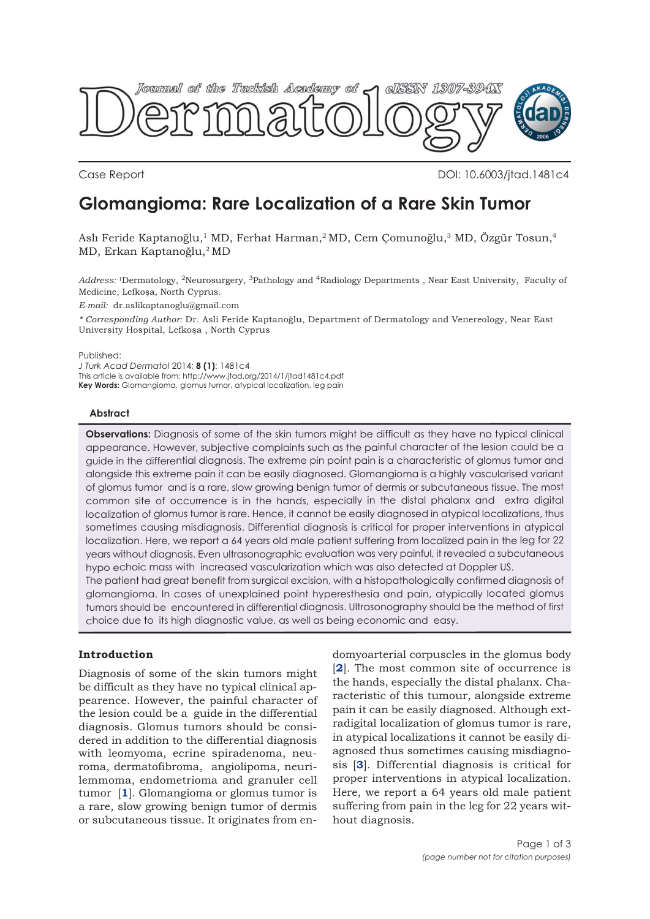Case Report

DOI: 10.6003/jtad.1481c4

# Glomangioma: Rare Localization of a Rare Skin Tumor

Aslı Feride Kaptanoğlu,[1] MD, Ferhat Harman,[2] MD, Cem Çomunoğlu,[3] MD, Özgür Tosun,[4] MD, Erkan Kaptanoğlu,[2] MD

*Address:* [1]Dermatology, [2]Neurosurgery, [3]Pathology and [4]Radiology Departments , Near East University, Faculty of Medicine, Lefkoşa, North Cyprus.

*E-mail:* dr.aslikaptanoglu@gmail.com

*\* Corresponding Author:* Dr. Asli Feride Kaptanoğlu, Department of Dermatology and Venereology, Near East University Hospital, Lefkoşa , North Cyprus

Published:
*J Turk Acad Dermatol* 2014; **8 (1)**: 1481c4
This article is available from: http://www.jtad.org/2014/1/jtad1481c4.pdf
**Key Words:** Glomangioma, glomus tumor, atypical localization, leg pain

### Abstract

**Observations:** Diagnosis of some of the skin tumors might be difficult as they have no typical clinical appearance. However, subjective complaints such as the painful character of the lesion could be a guide in the differential diagnosis. The extreme pin point pain is a characteristic of glomus tumor and alongside this extreme pain it can be easily diagnosed. Glomangioma is a highly vascularised variant of glomus tumor and is a rare, slow growing benign tumor of dermis or subcutaneous tissue. The most common site of occurrence is in the hands, especially in the distal phalanx and extra digital localization of glomus tumor is rare. Hence, it cannot be easily diagnosed in atypical localizations, thus sometimes causing misdiagnosis. Differential diagnosis is critical for proper interventions in atypical localization. Here, we report a 64 years old male patient suffering from localized pain in the leg for 22 years without diagnosis. Even ultrasonographic evaluation was very painful, it revealed a subcutaneous hypo echoic mass with increased vascularization which was also detected at Doppler US.
The patient had great benefit from surgical excision, with a histopathologically confirmed diagnosis of glomangioma. In cases of unexplained point hyperesthesia and pain, atypically located glomus tumors should be encountered in differential diagnosis. Ultrasonography should be the method of first choice due to its high diagnostic value, as well as being economic and easy.

## Introduction

Diagnosis of some of the skin tumors might be difficult as they have no typical clinical appearance. However, the painful character of the lesion could be a guide in the differential diagnosis. Glomus tumors should be considered in addition to the differential diagnosis with leomyoma, ecrine spiradenoma, neuroma, dermatofibroma, angiolipoma, neurilemmoma, endometrioma and granuler cell tumor [1]. Glomangioma or glomus tumor is a rare, slow growing benign tumor of dermis or subcutaneous tissue. It originates from endomyoarterial corpuscles in the glomus body [2]. The most common site of occurrence is the hands, especially the distal phalanx. Characteristic of this tumour, alongside extreme pain it can be easily diagnosed. Although extradigital localization of glomus tumor is rare, in atypical localizations it cannot be easily diagnosed thus sometimes causing misdiagnosis [3]. Differential diagnosis is critical for proper interventions in atypical localization. Here, we report a 64 years old male patient suffering from pain in the leg for 22 years without diagnosis.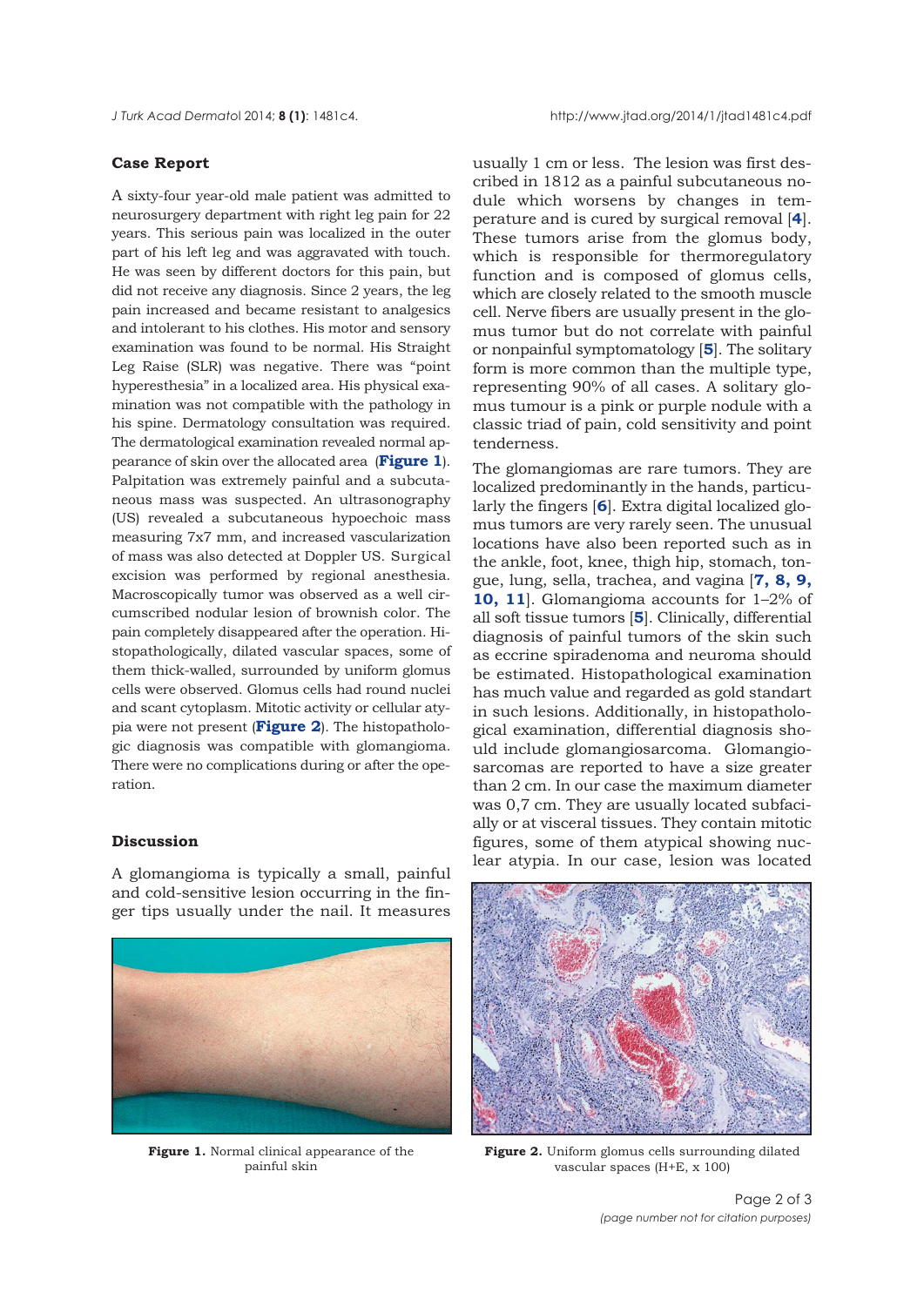## Case Report

A sixty-four year-old male patient was admitted to neurosurgery department with right leg pain for 22 years. This serious pain was localized in the outer part of his left leg and was aggravated with touch. He was seen by different doctors for this pain, but did not receive any diagnosis. Since 2 years, the leg pain increased and became resistant to analgesics and intolerant to his clothes. His motor and sensory examination was found to be normal. His Straight Leg Raise (SLR) was negative. There was "point hyperesthesia" in a localized area. His physical examination was not compatible with the pathology in his spine. Dermatology consultation was required. The dermatological examination revealed normal appearance of skin over the allocated area (**Figure 1**). Palpitation was extremely painful and a subcutaneous mass was suspected. An ultrasonography (US) revealed a subcutaneous hypoechoic mass measuring 7x7 mm, and increased vascularization of mass was also detected at Doppler US. Surgical excision was performed by regional anesthesia. Macroscopically tumor was observed as a well circumscribed nodular lesion of brownish color. The pain completely disappeared after the operation. Histopathologically, dilated vascular spaces, some of them thick-walled, surrounded by uniform glomus cells were observed. Glomus cells had round nuclei and scant cytoplasm. Mitotic activity or cellular atypia were not present (**Figure 2**). The histopathologic diagnosis was compatible with glomangioma. There were no complications during or after the operation.

## Discussion

A glomangioma is typically a small, painful and cold-sensitive lesion occurring in the finger tips usually under the nail. It measures usually 1 cm or less. The lesion was first described in 1812 as a painful subcutaneous nodule which worsens by changes in temperature and is cured by surgical removal [4]. These tumors arise from the glomus body, which is responsible for thermoregulatory function and is composed of glomus cells, which are closely related to the smooth muscle cell. Nerve fibers are usually present in the glomus tumor but do not correlate with painful or nonpainful symptomatology [5]. The solitary form is more common than the multiple type, representing 90% of all cases. A solitary glomus tumour is a pink or purple nodule with a classic triad of pain, cold sensitivity and point tenderness.

The glomangiomas are rare tumors. They are localized predominantly in the hands, particularly the fingers [6]. Extra digital localized glomus tumors are very rarely seen. The unusual locations have also been reported such as in the ankle, foot, knee, thigh hip, stomach, tongue, lung, sella, trachea, and vagina [7, 8, 9, 10, 11]. Glomangioma accounts for 1–2% of all soft tissue tumors [5]. Clinically, differential diagnosis of painful tumors of the skin such as eccrine spiradenoma and neuroma should be estimated. Histopathological examination has much value and regarded as gold standart in such lesions. Additionally, in histopathological examination, differential diagnosis should include glomangiosarcoma. Glomangiosarcomas are reported to have a size greater than 2 cm. In our case the maximum diameter was 0,7 cm. They are usually located subfacially or at visceral tissues. They contain mitotic figures, some of them atypical showing nuclear atypia. In our case, lesion was located

**Figure 1.** Normal clinical appearance of the painful skin

**Figure 2.** Uniform glomus cells surrounding dilated vascular spaces (H+E, x 100)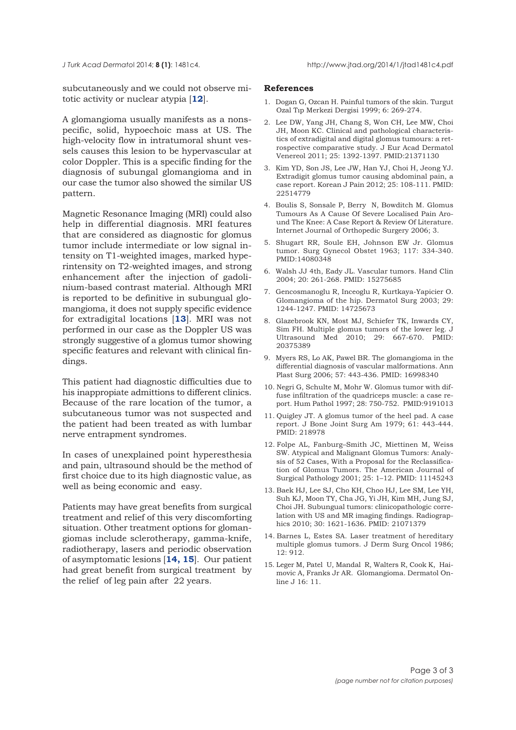subcutaneously and we could not observe mitotic activity or nuclear atypia [**12**].

A glomangioma usually manifests as a nonspecific, solid, hypoechoic mass at US. The high-velocity flow in intratumoral shunt vessels causes this lesion to be hypervascular at color Doppler. This is a specific finding for the diagnosis of subungal glomangioma and in our case the tumor also showed the similar US pattern.

Magnetic Resonance Imaging (MRI) could also help in differential diagnosis. MRI features that are considered as diagnostic for glomus tumor include intermediate or low signal intensity on T1-weighted images, marked hyperintensity on T2-weighted images, and strong enhancement after the injection of gadolinium-based contrast material. Although MRI is reported to be definitive in subungual glomangioma, it does not supply specific evidence for extradigital locations [**13**]. MRI was not performed in our case as the Doppler US was strongly suggestive of a glomus tumor showing specific features and relevant with clinical findings.

This patient had diagnostic difficulties due to his inappropiate admittions to different clinics. Because of the rare location of the tumor, a subcutaneous tumor was not suspected and the patient had been treated as with lumbar nerve entrapment syndromes.

In cases of unexplained point hyperesthesia and pain, ultrasound should be the method of first choice due to its high diagnostic value, as well as being economic and easy.

Patients may have great benefits from surgical treatment and relief of this very discomforting situation. Other treatment options for glomangiomas include sclerotherapy, gamma-knife, radiotherapy, lasers and periodic observation of asymptomatic lesions [**14, 15**]. Our patient had great benefit from surgical treatment by the relief of leg pain after 22 years.

## References

1. Dogan G, Ozcan H. Painful tumors of the skin. Turgut Ozal Tıp Merkezi Dergisi 1999; 6: 269-274.
2. Lee DW, Yang JH, Chang S, Won CH, Lee MW, Choi JH, Moon KC. Clinical and pathological characteristics of extradigital and digital glomus tumours: a retrospective comparative study. J Eur Acad Dermatol Venereol 2011; 25: 1392-1397. PMID:21371130
3. Kim YD, Son JS, Lee JW, Han YJ, Choi H, Jeong YJ. Extradigit glomus tumor causing abdominal pain, a case report. Korean J Pain 2012; 25: 108-111. PMID: 22514779
4. Boulis S, Sonsale P, Berry N, Bowditch M. Glomus Tumours As A Cause Of Severe Localised Pain Around The Knee: A Case Report & Review Of Literature. Internet Journal of Orthopedic Surgery 2006; 3.
5. Shugart RR, Soule EH, Johnson EW Jr. Glomus tumor. Surg Gynecol Obstet 1963; 117: 334-340. PMID:14080348
6. Walsh JJ 4th, Eady JL. Vascular tumors. Hand Clin 2004; 20: 261-268. PMID: 15275685
7. Gencosmanoglu R, Inceoglu R, Kurtkaya-Yapicier O. Glomangioma of the hip. Dermatol Surg 2003; 29: 1244-1247. PMID: 14725673
8. Glazebrook KN, Most MJ, Schiefer TK, Inwards CY, Sim FH. Multiple glomus tumors of the lower leg. J Ultrasound Med 2010; 29: 667-670. PMID: 20375389
9. Myers RS, Lo AK, Pawel BR. The glomangioma in the differential diagnosis of vascular malformations. Ann Plast Surg 2006; 57: 443-436. PMID: 16998340
10. Negri G, Schulte M, Mohr W. Glomus tumor with diffuse infiltration of the quadriceps muscle: a case report. Hum Pathol 1997; 28: 750-752. PMID:9191013
11. Quigley JT. A glomus tumor of the heel pad. A case report. J Bone Joint Surg Am 1979; 61: 443-444. PMID: 218978
12. Folpe AL, Fanburg–Smith JC, Miettinen M, Weiss SW. Atypical and Malignant Glomus Tumors: Analysis of 52 Cases, With a Proposal for the Reclassification of Glomus Tumors. The American Journal of Surgical Pathology 2001; 25: 1–12. PMID: 11145243
13. Baek HJ, Lee SJ, Cho KH, Choo HJ, Lee SM, Lee YH, Suh KJ, Moon TY, Cha JG, Yi JH, Kim MH, Jung SJ, Choi JH. Subungual tumors: clinicopathologic correlation with US and MR imaging findings. Radiographics 2010; 30: 1621-1636. PMID: 21071379
14. Barnes L, Estes SA. Laser treatment of hereditary multiple glomus tumors. J Derm Surg Oncol 1986; 12: 912.
15. Leger M, Patel U, Mandal R, Walters R, Cook K, Haimovic A, Franks Jr AR. Glomangioma. Dermatol Online J 16: 11.